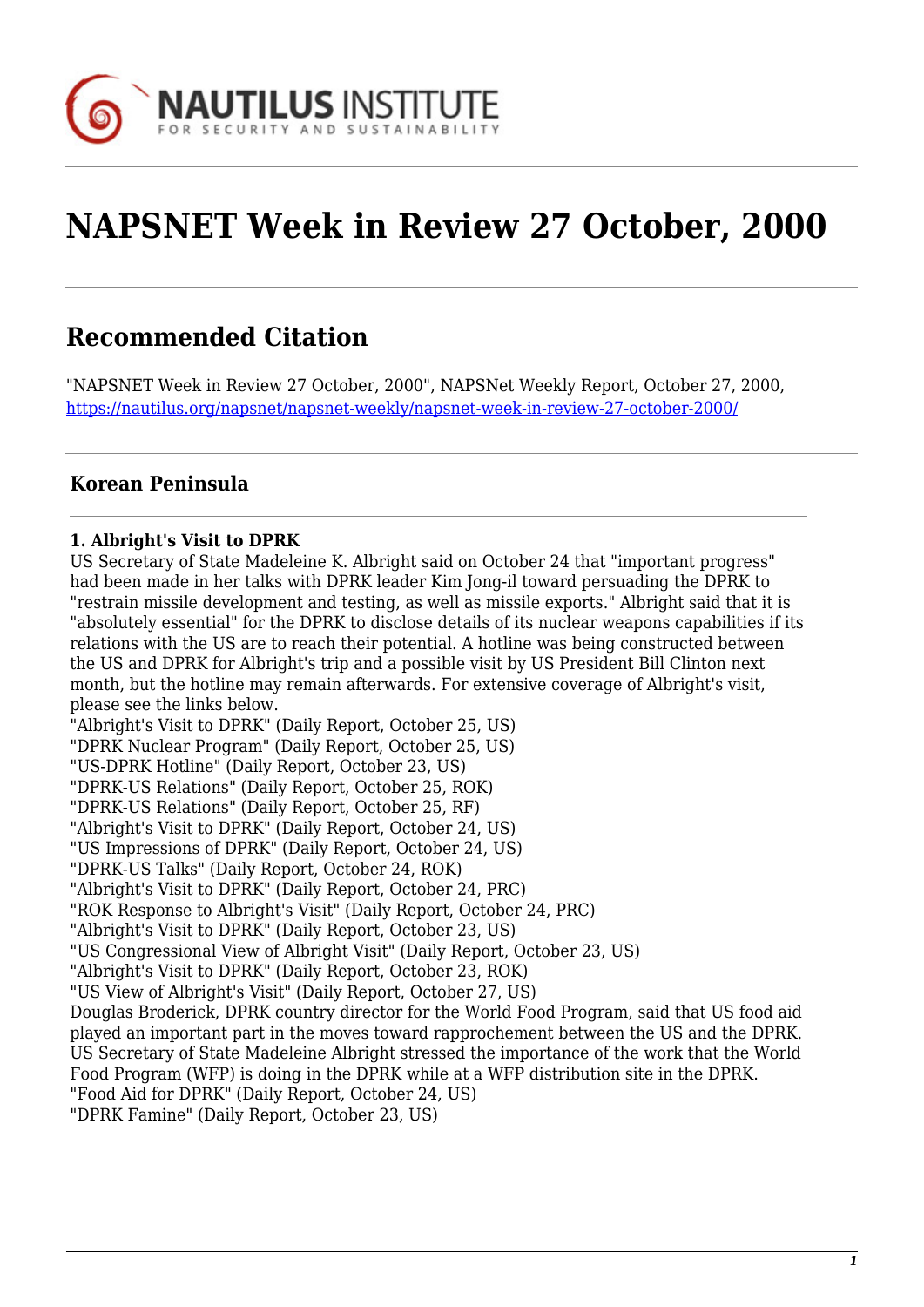# NAPSNET Week in Review 27 October, 2000

## Recommended Citation

"NAPSNET Week in Review 27 October, 2000", NAPSNet Weekly Report, October 27, 2000, https://nautilus.org/napsnet/napsnet-weekly/napsnet-week-in-review-27-october-2000/

### Korean Peninsula

**1. Albright's Visit to DPRK**

US Secretary of State Madeleine K. Albright said on October 24 that "important progress" had been made in her talks with DPRK leader Kim Jong-il toward persuading the DPRK to "restrain missile development and testing, as well as missile exports." Albright said that it is "absolutely essential" for the DPRK to disclose details of its nuclear weapons capabilities if its relations with the US are to reach their potential. A hotline was being constructed between the US and DPRK for Albright's trip and a possible visit by US President Bill Clinton next month, but the hotline may remain afterwards. For extensive coverage of Albright's visit, please see the links below.

"Albright's Visit to DPRK" (Daily Report, October 25, US)
"DPRK Nuclear Program" (Daily Report, October 25, US)
"US-DPRK Hotline" (Daily Report, October 23, US)
"DPRK-US Relations" (Daily Report, October 25, ROK)
"DPRK-US Relations" (Daily Report, October 25, RF)
"Albright's Visit to DPRK" (Daily Report, October 24, US)
"US Impressions of DPRK" (Daily Report, October 24, US)
"DPRK-US Talks" (Daily Report, October 24, ROK)
"Albright's Visit to DPRK" (Daily Report, October 24, PRC)
"ROK Response to Albright's Visit" (Daily Report, October 24, PRC)
"Albright's Visit to DPRK" (Daily Report, October 23, US)
"US Congressional View of Albright Visit" (Daily Report, October 23, US)
"Albright's Visit to DPRK" (Daily Report, October 23, ROK)
"US View of Albright's Visit" (Daily Report, October 27, US)

Douglas Broderick, DPRK country director for the World Food Program, said that US food aid played an important part in the moves toward rapprochement between the US and the DPRK. US Secretary of State Madeleine Albright stressed the importance of the work that the World Food Program (WFP) is doing in the DPRK while at a WFP distribution site in the DPRK.

"Food Aid for DPRK" (Daily Report, October 24, US)
"DPRK Famine" (Daily Report, October 23, US)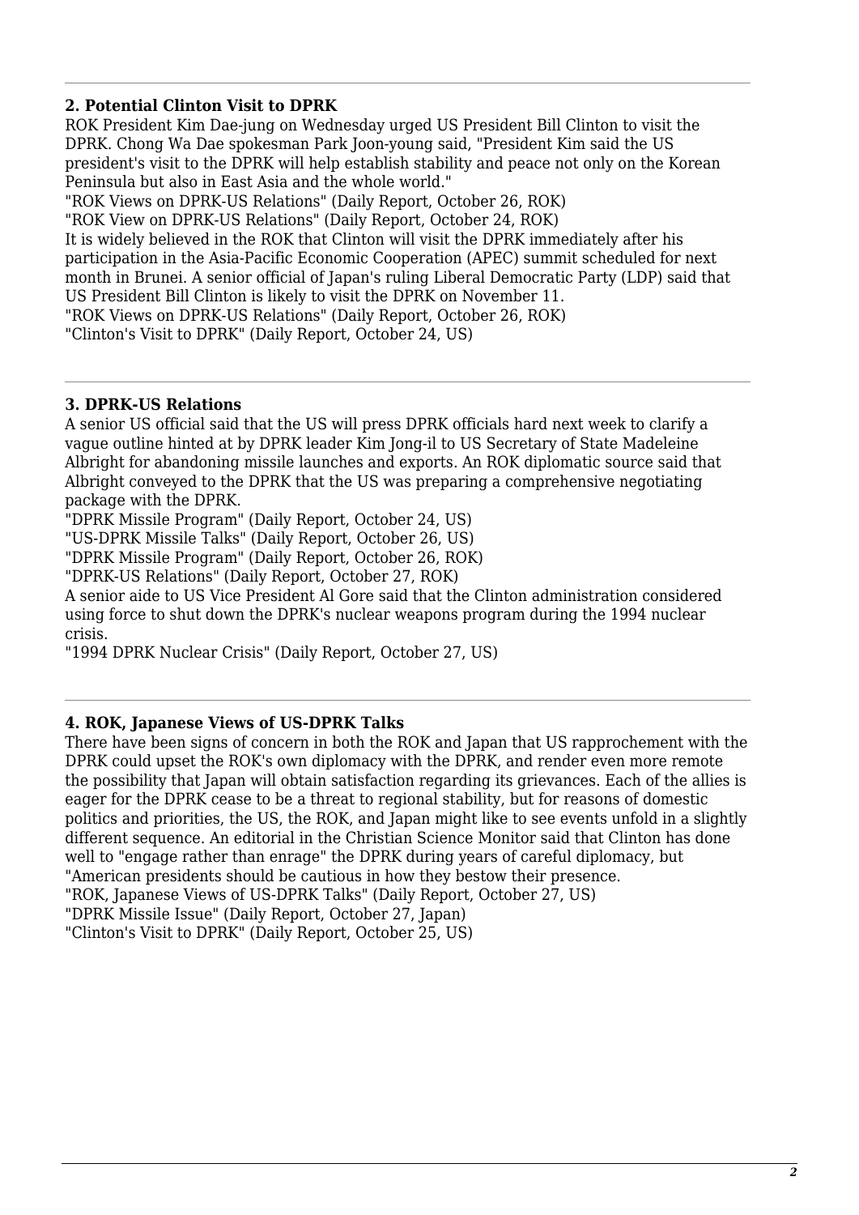---

### 2. Potential Clinton Visit to DPRK

ROK President Kim Dae-jung on Wednesday urged US President Bill Clinton to visit the DPRK. Chong Wa Dae spokesman Park Joon-young said, "President Kim said the US president's visit to the DPRK will help establish stability and peace not only on the Korean Peninsula but also in East Asia and the whole world."

"ROK Views on DPRK-US Relations" (Daily Report, October 26, ROK)

"ROK View on DPRK-US Relations" (Daily Report, October 24, ROK)

It is widely believed in the ROK that Clinton will visit the DPRK immediately after his participation in the Asia-Pacific Economic Cooperation (APEC) summit scheduled for next month in Brunei. A senior official of Japan's ruling Liberal Democratic Party (LDP) said that US President Bill Clinton is likely to visit the DPRK on November 11.

"ROK Views on DPRK-US Relations" (Daily Report, October 26, ROK)

"Clinton's Visit to DPRK" (Daily Report, October 24, US)

---

### 3. DPRK-US Relations

A senior US official said that the US will press DPRK officials hard next week to clarify a vague outline hinted at by DPRK leader Kim Jong-il to US Secretary of State Madeleine Albright for abandoning missile launches and exports. An ROK diplomatic source said that Albright conveyed to the DPRK that the US was preparing a comprehensive negotiating package with the DPRK.

"DPRK Missile Program" (Daily Report, October 24, US)

"US-DPRK Missile Talks" (Daily Report, October 26, US)

"DPRK Missile Program" (Daily Report, October 26, ROK)

"DPRK-US Relations" (Daily Report, October 27, ROK)

A senior aide to US Vice President Al Gore said that the Clinton administration considered using force to shut down the DPRK's nuclear weapons program during the 1994 nuclear crisis.

"1994 DPRK Nuclear Crisis" (Daily Report, October 27, US)

---

### 4. ROK, Japanese Views of US-DPRK Talks

There have been signs of concern in both the ROK and Japan that US rapprochement with the DPRK could upset the ROK's own diplomacy with the DPRK, and render even more remote the possibility that Japan will obtain satisfaction regarding its grievances. Each of the allies is eager for the DPRK cease to be a threat to regional stability, but for reasons of domestic politics and priorities, the US, the ROK, and Japan might like to see events unfold in a slightly different sequence. An editorial in the Christian Science Monitor said that Clinton has done well to "engage rather than enrage" the DPRK during years of careful diplomacy, but "American presidents should be cautious in how they bestow their presence.

"ROK, Japanese Views of US-DPRK Talks" (Daily Report, October 27, US)

"DPRK Missile Issue" (Daily Report, October 27, Japan)

"Clinton's Visit to DPRK" (Daily Report, October 25, US)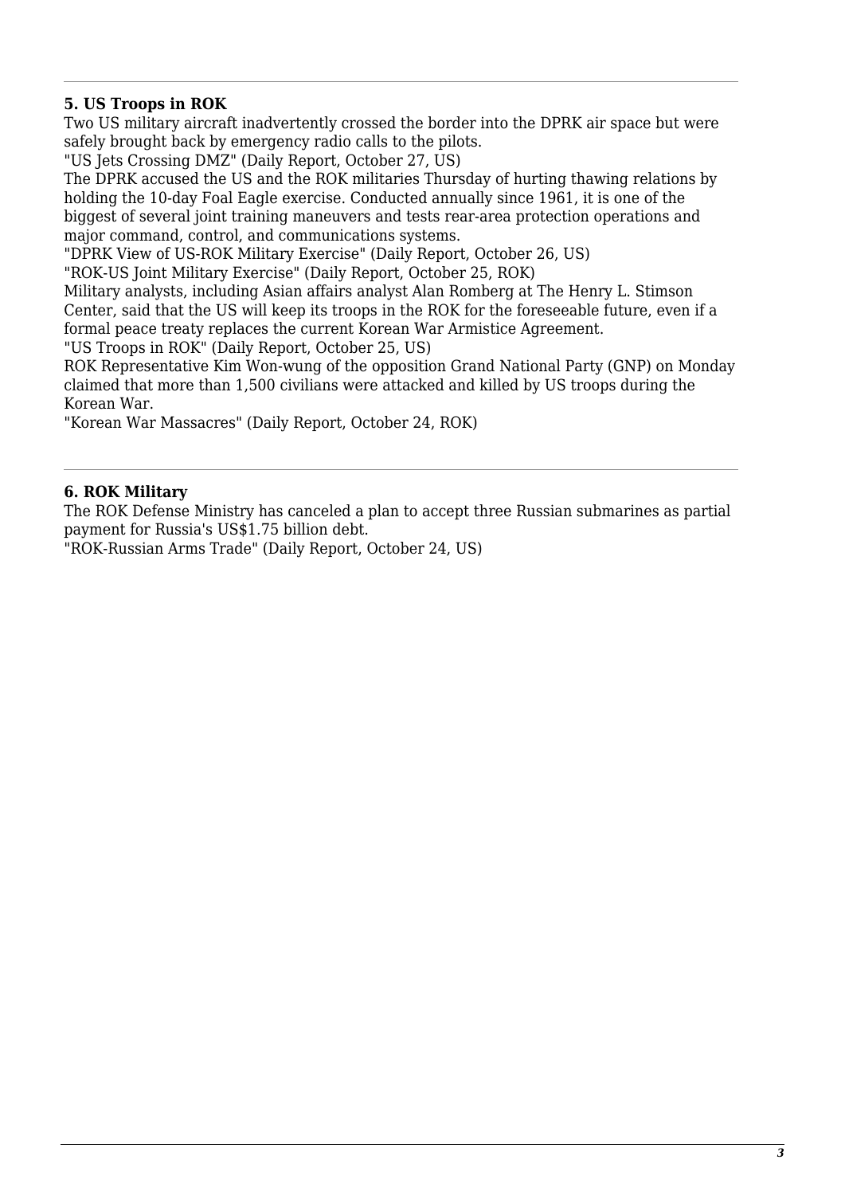### 5. US Troops in ROK

Two US military aircraft inadvertently crossed the border into the DPRK air space but were safely brought back by emergency radio calls to the pilots.

"US Jets Crossing DMZ" (Daily Report, October 27, US)

The DPRK accused the US and the ROK militaries Thursday of hurting thawing relations by holding the 10-day Foal Eagle exercise. Conducted annually since 1961, it is one of the biggest of several joint training maneuvers and tests rear-area protection operations and major command, control, and communications systems.

"DPRK View of US-ROK Military Exercise" (Daily Report, October 26, US)

"ROK-US Joint Military Exercise" (Daily Report, October 25, ROK)

Military analysts, including Asian affairs analyst Alan Romberg at The Henry L. Stimson Center, said that the US will keep its troops in the ROK for the foreseeable future, even if a formal peace treaty replaces the current Korean War Armistice Agreement.

"US Troops in ROK" (Daily Report, October 25, US)

ROK Representative Kim Won-wung of the opposition Grand National Party (GNP) on Monday claimed that more than 1,500 civilians were attacked and killed by US troops during the Korean War.

"Korean War Massacres" (Daily Report, October 24, ROK)

### 6. ROK Military

The ROK Defense Ministry has canceled a plan to accept three Russian submarines as partial payment for Russia's US$1.75 billion debt.

"ROK-Russian Arms Trade" (Daily Report, October 24, US)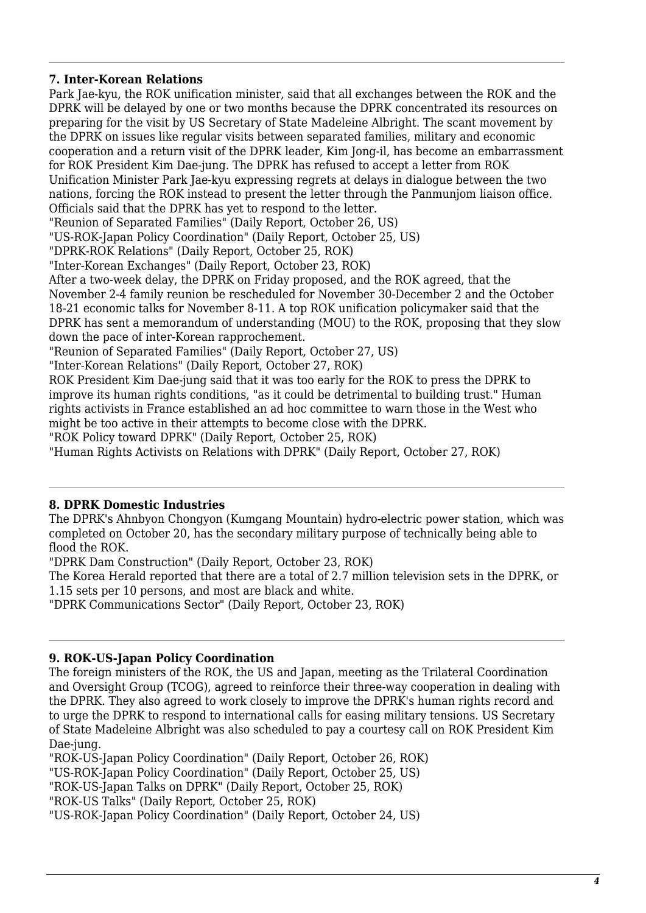### 7. Inter-Korean Relations

Park Jae-kyu, the ROK unification minister, said that all exchanges between the ROK and the DPRK will be delayed by one or two months because the DPRK concentrated its resources on preparing for the visit by US Secretary of State Madeleine Albright. The scant movement by the DPRK on issues like regular visits between separated families, military and economic cooperation and a return visit of the DPRK leader, Kim Jong-il, has become an embarrassment for ROK President Kim Dae-jung. The DPRK has refused to accept a letter from ROK Unification Minister Park Jae-kyu expressing regrets at delays in dialogue between the two nations, forcing the ROK instead to present the letter through the Panmunjom liaison office. Officials said that the DPRK has yet to respond to the letter.

"Reunion of Separated Families" (Daily Report, October 26, US)
"US-ROK-Japan Policy Coordination" (Daily Report, October 25, US)
"DPRK-ROK Relations" (Daily Report, October 25, ROK)
"Inter-Korean Exchanges" (Daily Report, October 23, ROK)

After a two-week delay, the DPRK on Friday proposed, and the ROK agreed, that the November 2-4 family reunion be rescheduled for November 30-December 2 and the October 18-21 economic talks for November 8-11. A top ROK unification policymaker said that the DPRK has sent a memorandum of understanding (MOU) to the ROK, proposing that they slow down the pace of inter-Korean rapprochement.

"Reunion of Separated Families" (Daily Report, October 27, US)
"Inter-Korean Relations" (Daily Report, October 27, ROK)

ROK President Kim Dae-jung said that it was too early for the ROK to press the DPRK to improve its human rights conditions, "as it could be detrimental to building trust." Human rights activists in France established an ad hoc committee to warn those in the West who might be too active in their attempts to become close with the DPRK.

"ROK Policy toward DPRK" (Daily Report, October 25, ROK)
"Human Rights Activists on Relations with DPRK" (Daily Report, October 27, ROK)

### 8. DPRK Domestic Industries

The DPRK's Ahnbyon Chongyon (Kumgang Mountain) hydro-electric power station, which was completed on October 20, has the secondary military purpose of technically being able to flood the ROK.

"DPRK Dam Construction" (Daily Report, October 23, ROK)

The Korea Herald reported that there are a total of 2.7 million television sets in the DPRK, or 1.15 sets per 10 persons, and most are black and white.

"DPRK Communications Sector" (Daily Report, October 23, ROK)

### 9. ROK-US-Japan Policy Coordination

The foreign ministers of the ROK, the US and Japan, meeting as the Trilateral Coordination and Oversight Group (TCOG), agreed to reinforce their three-way cooperation in dealing with the DPRK. They also agreed to work closely to improve the DPRK's human rights record and to urge the DPRK to respond to international calls for easing military tensions. US Secretary of State Madeleine Albright was also scheduled to pay a courtesy call on ROK President Kim Dae-jung.

"ROK-US-Japan Policy Coordination" (Daily Report, October 26, ROK)
"US-ROK-Japan Policy Coordination" (Daily Report, October 25, US)
"ROK-US-Japan Talks on DPRK" (Daily Report, October 25, ROK)
"ROK-US Talks" (Daily Report, October 25, ROK)
"US-ROK-Japan Policy Coordination" (Daily Report, October 24, US)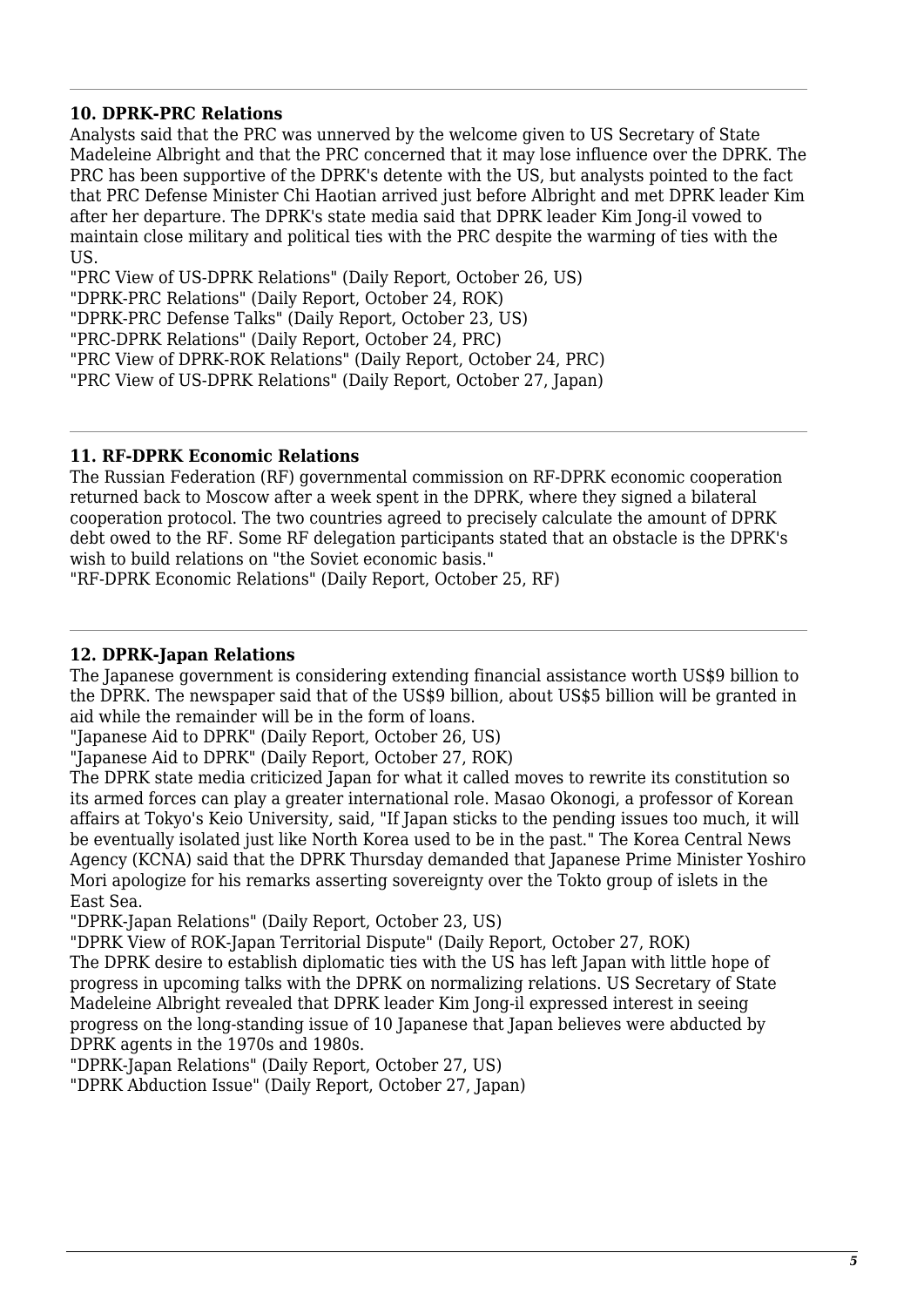---

**10. DPRK-PRC Relations**

Analysts said that the PRC was unnerved by the welcome given to US Secretary of State Madeleine Albright and that the PRC concerned that it may lose influence over the DPRK. The PRC has been supportive of the DPRK's detente with the US, but analysts pointed to the fact that PRC Defense Minister Chi Haotian arrived just before Albright and met DPRK leader Kim after her departure. The DPRK's state media said that DPRK leader Kim Jong-il vowed to maintain close military and political ties with the PRC despite the warming of ties with the US.

"PRC View of US-DPRK Relations" (Daily Report, October 26, US)
"DPRK-PRC Relations" (Daily Report, October 24, ROK)
"DPRK-PRC Defense Talks" (Daily Report, October 23, US)
"PRC-DPRK Relations" (Daily Report, October 24, PRC)
"PRC View of DPRK-ROK Relations" (Daily Report, October 24, PRC)
"PRC View of US-DPRK Relations" (Daily Report, October 27, Japan)

---

**11. RF-DPRK Economic Relations**

The Russian Federation (RF) governmental commission on RF-DPRK economic cooperation returned back to Moscow after a week spent in the DPRK, where they signed a bilateral cooperation protocol. The two countries agreed to precisely calculate the amount of DPRK debt owed to the RF. Some RF delegation participants stated that an obstacle is the DPRK's wish to build relations on "the Soviet economic basis."

"RF-DPRK Economic Relations" (Daily Report, October 25, RF)

---

**12. DPRK-Japan Relations**

The Japanese government is considering extending financial assistance worth US$9 billion to the DPRK. The newspaper said that of the US$9 billion, about US$5 billion will be granted in aid while the remainder will be in the form of loans.

"Japanese Aid to DPRK" (Daily Report, October 26, US)
"Japanese Aid to DPRK" (Daily Report, October 27, ROK)

The DPRK state media criticized Japan for what it called moves to rewrite its constitution so its armed forces can play a greater international role. Masao Okonogi, a professor of Korean affairs at Tokyo's Keio University, said, "If Japan sticks to the pending issues too much, it will be eventually isolated just like North Korea used to be in the past." The Korea Central News Agency (KCNA) said that the DPRK Thursday demanded that Japanese Prime Minister Yoshiro Mori apologize for his remarks asserting sovereignty over the Tokto group of islets in the East Sea.

"DPRK-Japan Relations" (Daily Report, October 23, US)
"DPRK View of ROK-Japan Territorial Dispute" (Daily Report, October 27, ROK)

The DPRK desire to establish diplomatic ties with the US has left Japan with little hope of progress in upcoming talks with the DPRK on normalizing relations. US Secretary of State Madeleine Albright revealed that DPRK leader Kim Jong-il expressed interest in seeing progress on the long-standing issue of 10 Japanese that Japan believes were abducted by DPRK agents in the 1970s and 1980s.

"DPRK-Japan Relations" (Daily Report, October 27, US)
"DPRK Abduction Issue" (Daily Report, October 27, Japan)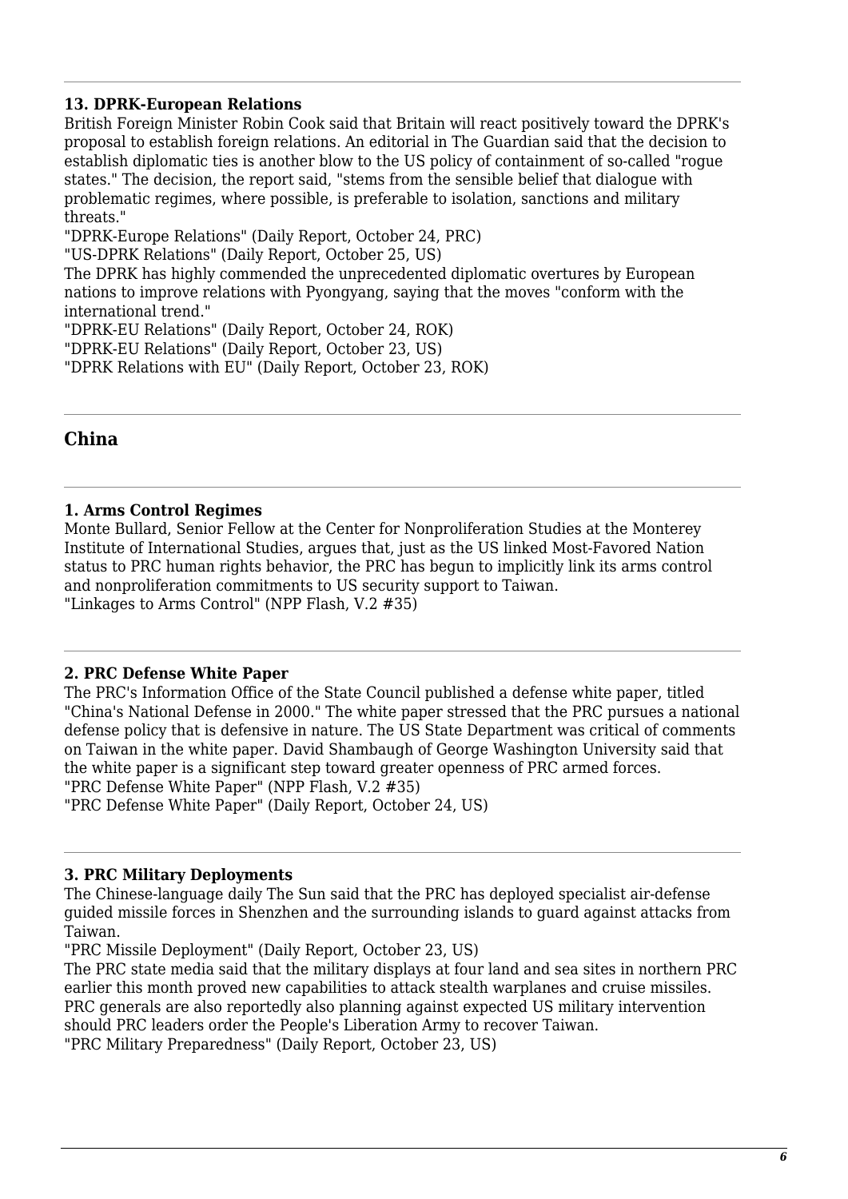**13. DPRK-European Relations**

British Foreign Minister Robin Cook said that Britain will react positively toward the DPRK's proposal to establish foreign relations. An editorial in The Guardian said that the decision to establish diplomatic ties is another blow to the US policy of containment of so-called "rogue states." The decision, the report said, "stems from the sensible belief that dialogue with problematic regimes, where possible, is preferable to isolation, sanctions and military threats."

"DPRK-Europe Relations" (Daily Report, October 24, PRC)
"US-DPRK Relations" (Daily Report, October 25, US)

The DPRK has highly commended the unprecedented diplomatic overtures by European nations to improve relations with Pyongyang, saying that the moves "conform with the international trend."

"DPRK-EU Relations" (Daily Report, October 24, ROK)
"DPRK-EU Relations" (Daily Report, October 23, US)
"DPRK Relations with EU" (Daily Report, October 23, ROK)

## China

**1. Arms Control Regimes**

Monte Bullard, Senior Fellow at the Center for Nonproliferation Studies at the Monterey Institute of International Studies, argues that, just as the US linked Most-Favored Nation status to PRC human rights behavior, the PRC has begun to implicitly link its arms control and nonproliferation commitments to US security support to Taiwan.
"Linkages to Arms Control" (NPP Flash, V.2 #35)

**2. PRC Defense White Paper**

The PRC's Information Office of the State Council published a defense white paper, titled "China's National Defense in 2000." The white paper stressed that the PRC pursues a national defense policy that is defensive in nature. The US State Department was critical of comments on Taiwan in the white paper. David Shambaugh of George Washington University said that the white paper is a significant step toward greater openness of PRC armed forces.
"PRC Defense White Paper" (NPP Flash, V.2 #35)
"PRC Defense White Paper" (Daily Report, October 24, US)

**3. PRC Military Deployments**

The Chinese-language daily The Sun said that the PRC has deployed specialist air-defense guided missile forces in Shenzhen and the surrounding islands to guard against attacks from Taiwan.

"PRC Missile Deployment" (Daily Report, October 23, US)

The PRC state media said that the military displays at four land and sea sites in northern PRC earlier this month proved new capabilities to attack stealth warplanes and cruise missiles. PRC generals are also reportedly also planning against expected US military intervention should PRC leaders order the People's Liberation Army to recover Taiwan.

"PRC Military Preparedness" (Daily Report, October 23, US)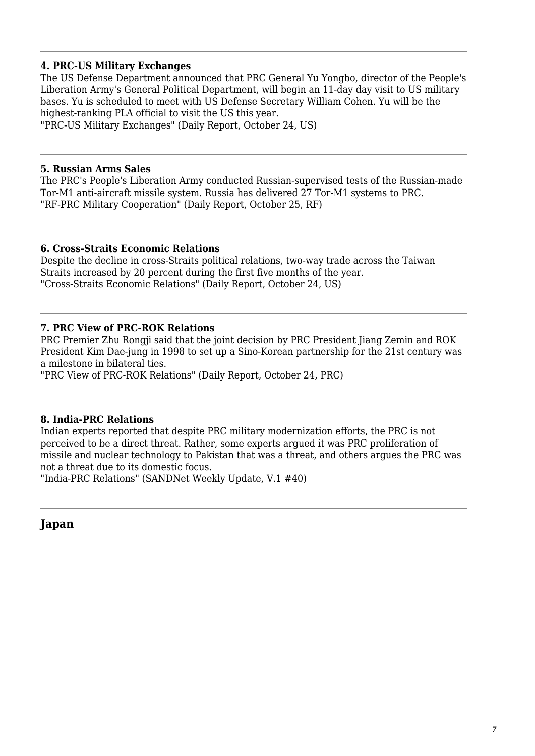---

#### 4. PRC-US Military Exchanges

The US Defense Department announced that PRC General Yu Yongbo, director of the People's Liberation Army's General Political Department, will begin an 11-day day visit to US military bases. Yu is scheduled to meet with US Defense Secretary William Cohen. Yu will be the highest-ranking PLA official to visit the US this year.
"PRC-US Military Exchanges" (Daily Report, October 24, US)

---

#### 5. Russian Arms Sales

The PRC's People's Liberation Army conducted Russian-supervised tests of the Russian-made Tor-M1 anti-aircraft missile system. Russia has delivered 27 Tor-M1 systems to PRC.
"RF-PRC Military Cooperation" (Daily Report, October 25, RF)

---

#### 6. Cross-Straits Economic Relations

Despite the decline in cross-Straits political relations, two-way trade across the Taiwan Straits increased by 20 percent during the first five months of the year.
"Cross-Straits Economic Relations" (Daily Report, October 24, US)

---

#### 7. PRC View of PRC-ROK Relations

PRC Premier Zhu Rongji said that the joint decision by PRC President Jiang Zemin and ROK President Kim Dae-jung in 1998 to set up a Sino-Korean partnership for the 21st century was a milestone in bilateral ties.
"PRC View of PRC-ROK Relations" (Daily Report, October 24, PRC)

---

#### 8. India-PRC Relations

Indian experts reported that despite PRC military modernization efforts, the PRC is not perceived to be a direct threat. Rather, some experts argued it was PRC proliferation of missile and nuclear technology to Pakistan that was a threat, and others argues the PRC was not a threat due to its domestic focus.
"India-PRC Relations" (SANDNet Weekly Update, V.1 #40)

---

### Japan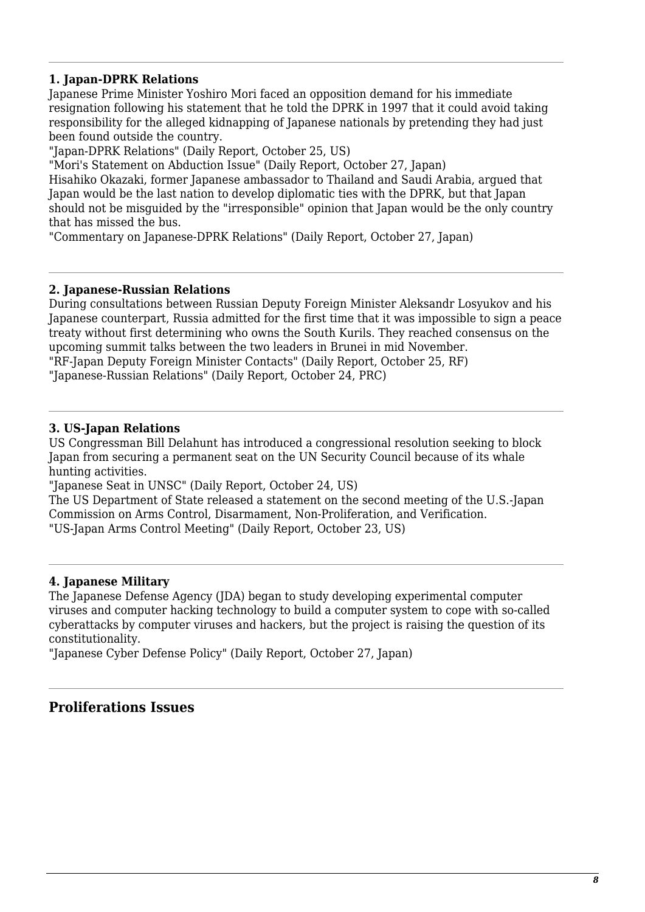### 1. Japan-DPRK Relations

Japanese Prime Minister Yoshiro Mori faced an opposition demand for his immediate resignation following his statement that he told the DPRK in 1997 that it could avoid taking responsibility for the alleged kidnapping of Japanese nationals by pretending they had just been found outside the country.

"Japan-DPRK Relations" (Daily Report, October 25, US)

"Mori's Statement on Abduction Issue" (Daily Report, October 27, Japan)

Hisahiko Okazaki, former Japanese ambassador to Thailand and Saudi Arabia, argued that Japan would be the last nation to develop diplomatic ties with the DPRK, but that Japan should not be misguided by the "irresponsible" opinion that Japan would be the only country that has missed the bus.

"Commentary on Japanese-DPRK Relations" (Daily Report, October 27, Japan)

---

### 2. Japanese-Russian Relations

During consultations between Russian Deputy Foreign Minister Aleksandr Losyukov and his Japanese counterpart, Russia admitted for the first time that it was impossible to sign a peace treaty without first determining who owns the South Kurils. They reached consensus on the upcoming summit talks between the two leaders in Brunei in mid November.

"RF-Japan Deputy Foreign Minister Contacts" (Daily Report, October 25, RF)

"Japanese-Russian Relations" (Daily Report, October 24, PRC)

---

### 3. US-Japan Relations

US Congressman Bill Delahunt has introduced a congressional resolution seeking to block Japan from securing a permanent seat on the UN Security Council because of its whale hunting activities.

"Japanese Seat in UNSC" (Daily Report, October 24, US)

The US Department of State released a statement on the second meeting of the U.S.-Japan Commission on Arms Control, Disarmament, Non-Proliferation, and Verification.

"US-Japan Arms Control Meeting" (Daily Report, October 23, US)

---

### 4. Japanese Military

The Japanese Defense Agency (JDA) began to study developing experimental computer viruses and computer hacking technology to build a computer system to cope with so-called cyberattacks by computer viruses and hackers, but the project is raising the question of its constitutionality.

"Japanese Cyber Defense Policy" (Daily Report, October 27, Japan)

---

## Proliferations Issues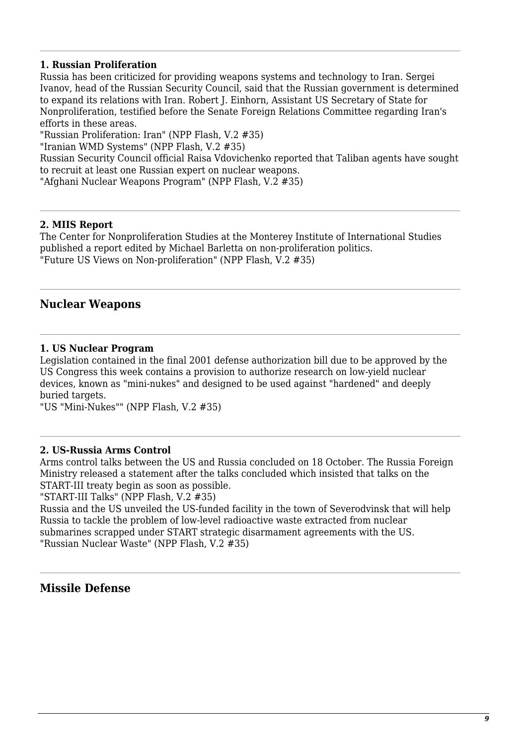### 1. Russian Proliferation

Russia has been criticized for providing weapons systems and technology to Iran. Sergei Ivanov, head of the Russian Security Council, said that the Russian government is determined to expand its relations with Iran. Robert J. Einhorn, Assistant US Secretary of State for Nonproliferation, testified before the Senate Foreign Relations Committee regarding Iran's efforts in these areas.

"Russian Proliferation: Iran" (NPP Flash, V.2 #35)

"Iranian WMD Systems" (NPP Flash, V.2 #35)

Russian Security Council official Raisa Vdovichenko reported that Taliban agents have sought to recruit at least one Russian expert on nuclear weapons.

"Afghani Nuclear Weapons Program" (NPP Flash, V.2 #35)

### 2. MIIS Report

The Center for Nonproliferation Studies at the Monterey Institute of International Studies published a report edited by Michael Barletta on non-proliferation politics.

"Future US Views on Non-proliferation" (NPP Flash, V.2 #35)

## Nuclear Weapons

### 1. US Nuclear Program

Legislation contained in the final 2001 defense authorization bill due to be approved by the US Congress this week contains a provision to authorize research on low-yield nuclear devices, known as "mini-nukes" and designed to be used against "hardened" and deeply buried targets.

"US "Mini-Nukes"" (NPP Flash, V.2 #35)

### 2. US-Russia Arms Control

Arms control talks between the US and Russia concluded on 18 October. The Russia Foreign Ministry released a statement after the talks concluded which insisted that talks on the START-III treaty begin as soon as possible.

"START-III Talks" (NPP Flash, V.2 #35)

Russia and the US unveiled the US-funded facility in the town of Severodvinsk that will help Russia to tackle the problem of low-level radioactive waste extracted from nuclear submarines scrapped under START strategic disarmament agreements with the US.

"Russian Nuclear Waste" (NPP Flash, V.2 #35)

## Missile Defense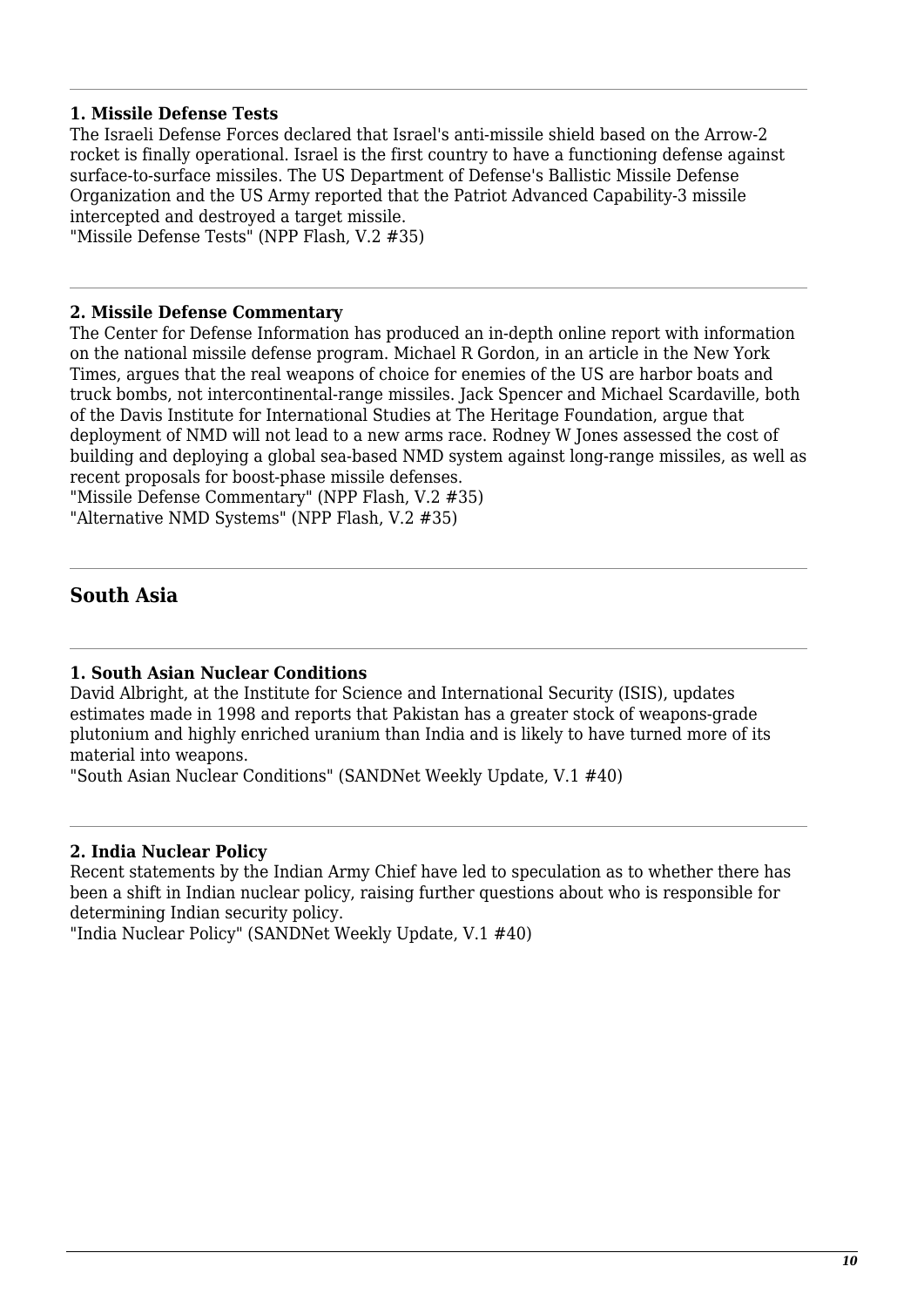---

**1. Missile Defense Tests**
The Israeli Defense Forces declared that Israel's anti-missile shield based on the Arrow-2 rocket is finally operational. Israel is the first country to have a functioning defense against surface-to-surface missiles. The US Department of Defense's Ballistic Missile Defense Organization and the US Army reported that the Patriot Advanced Capability-3 missile intercepted and destroyed a target missile.
"Missile Defense Tests" (NPP Flash, V.2 #35)

---

**2. Missile Defense Commentary**
The Center for Defense Information has produced an in-depth online report with information on the national missile defense program. Michael R Gordon, in an article in the New York Times, argues that the real weapons of choice for enemies of the US are harbor boats and truck bombs, not intercontinental-range missiles. Jack Spencer and Michael Scardaville, both of the Davis Institute for International Studies at The Heritage Foundation, argue that deployment of NMD will not lead to a new arms race. Rodney W Jones assessed the cost of building and deploying a global sea-based NMD system against long-range missiles, as well as recent proposals for boost-phase missile defenses.
"Missile Defense Commentary" (NPP Flash, V.2 #35)
"Alternative NMD Systems" (NPP Flash, V.2 #35)

---

## South Asia

---

**1. South Asian Nuclear Conditions**
David Albright, at the Institute for Science and International Security (ISIS), updates estimates made in 1998 and reports that Pakistan has a greater stock of weapons-grade plutonium and highly enriched uranium than India and is likely to have turned more of its material into weapons.
"South Asian Nuclear Conditions" (SANDNet Weekly Update, V.1 #40)

---

**2. India Nuclear Policy**
Recent statements by the Indian Army Chief have led to speculation as to whether there has been a shift in Indian nuclear policy, raising further questions about who is responsible for determining Indian security policy.
"India Nuclear Policy" (SANDNet Weekly Update, V.1 #40)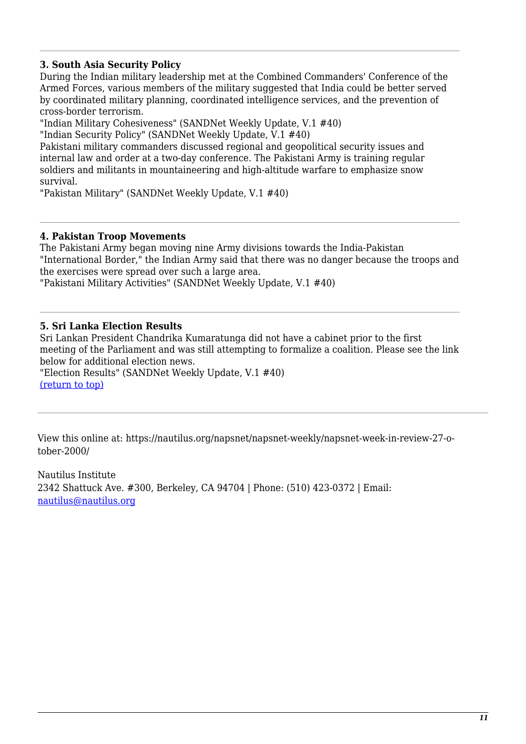### 3. South Asia Security Policy

During the Indian military leadership met at the Combined Commanders' Conference of the Armed Forces, various members of the military suggested that India could be better served by coordinated military planning, coordinated intelligence services, and the prevention of cross-border terrorism.

"Indian Military Cohesiveness" (SANDNet Weekly Update, V.1 #40)

"Indian Security Policy" (SANDNet Weekly Update, V.1 #40)

Pakistani military commanders discussed regional and geopolitical security issues and internal law and order at a two-day conference. The Pakistani Army is training regular soldiers and militants in mountaineering and high-altitude warfare to emphasize snow survival.

"Pakistan Military" (SANDNet Weekly Update, V.1 #40)

---

### 4. Pakistan Troop Movements

The Pakistani Army began moving nine Army divisions towards the India-Pakistan "International Border," the Indian Army said that there was no danger because the troops and the exercises were spread over such a large area.

"Pakistani Military Activities" (SANDNet Weekly Update, V.1 #40)

---

### 5. Sri Lanka Election Results

Sri Lankan President Chandrika Kumaratunga did not have a cabinet prior to the first meeting of the Parliament and was still attempting to formalize a coalition. Please see the link below for additional election news.

"Election Results" (SANDNet Weekly Update, V.1 #40)

(return to top)

---

View this online at: https://nautilus.org/napsnet/napsnet-weekly/napsnet-week-in-review-27-o-tober-2000/

Nautilus Institute
2342 Shattuck Ave. #300, Berkeley, CA 94704 | Phone: (510) 423-0372 | Email: nautilus@nautilus.org